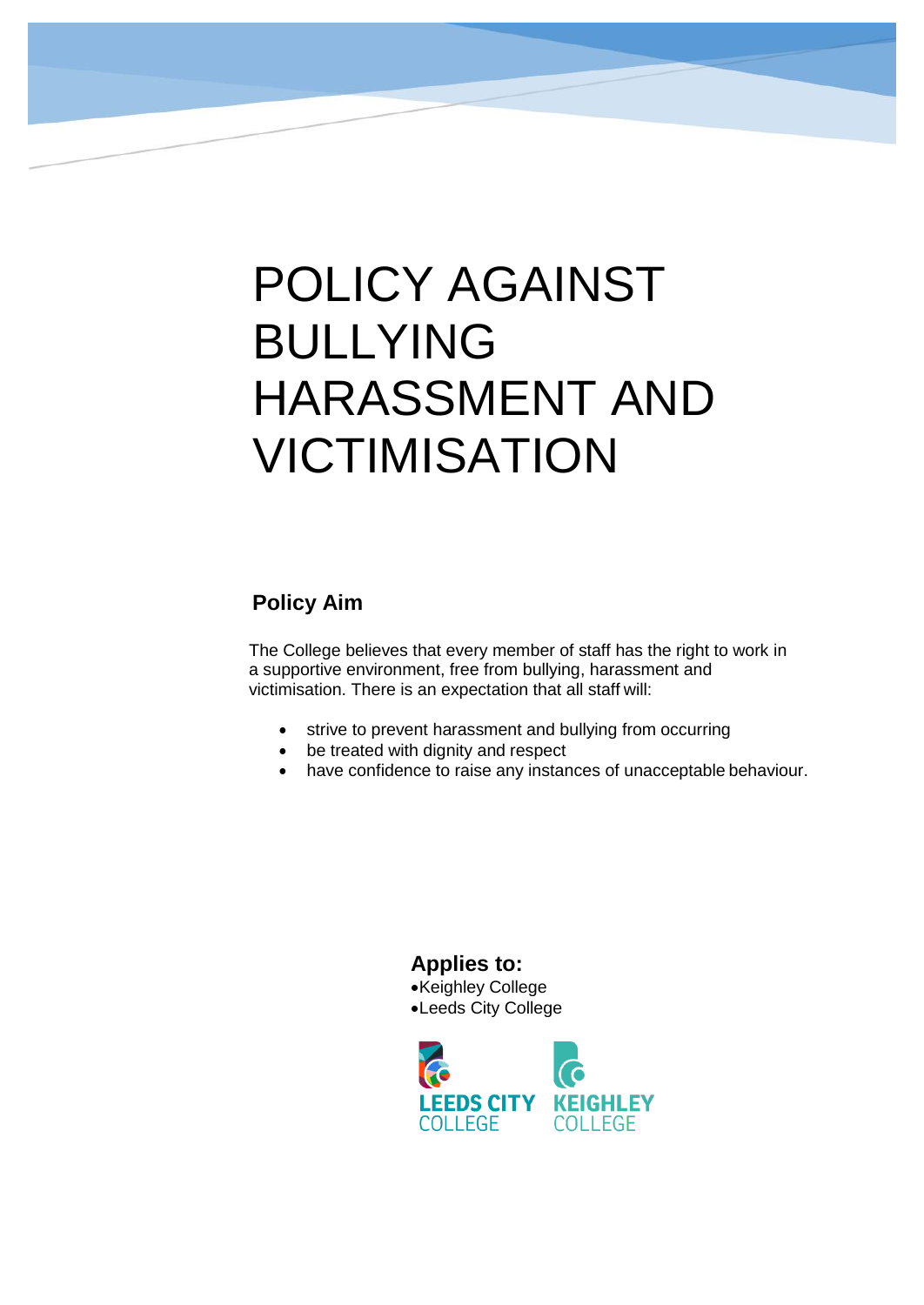# POLICY AGAINST BULLYING HARASSMENT AND VICTIMISATION

## Policy Aim

The College believes that every member of staff has the right to work in a supportive environment, free from bullying, harassment and victimisation. There is an expectation that all staff will:

- strive to prevent harassment and bullying from occurring
- be treated with dignity and respect
- have confidence to raise any instances of unacceptable behaviour.

**Applies to:**

- Keighley College
- Leeds City College

LEEDS CITY COLLEGE KEIGHLEY COLLEGE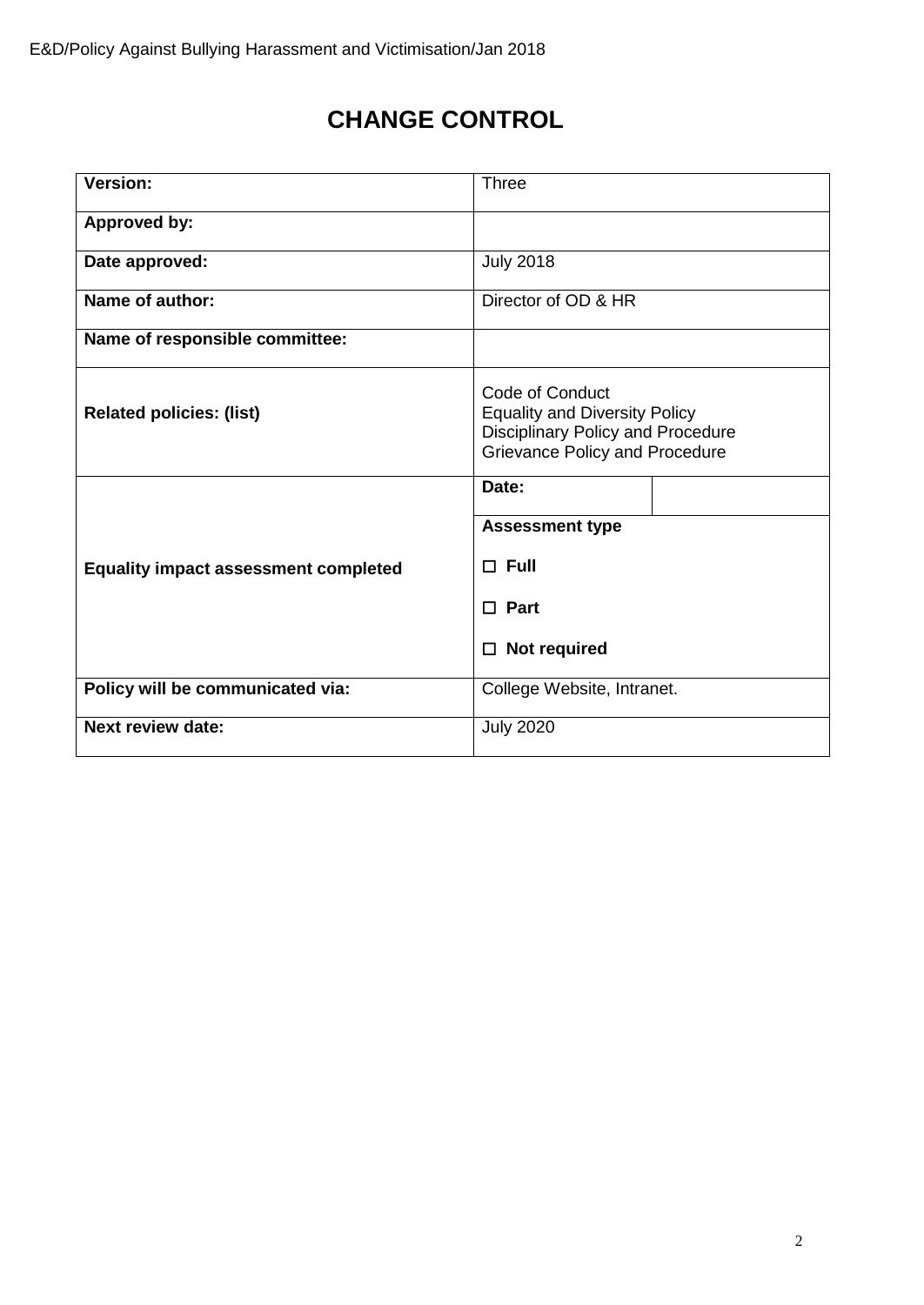# CHANGE CONTROL

| | | |
|---|---|---|
| **Version:** | Three | |
| **Approved by:** | | |
| **Date approved:** | July 2018 | |
| **Name of author:** | Director of OD & HR | |
| **Name of responsible committee:** | | |
| **Related policies: (list)** | Code of Conduct<br>Equality and Diversity Policy<br>Disciplinary Policy and Procedure<br>Grievance Policy and Procedure | |
| **Equality impact assessment completed** | **Date:** | |
| | **Assessment type**<br><br>☐ **Full**<br><br>☐ **Part**<br><br>☐ **Not required** | |
| **Policy will be communicated via:** | College Website, Intranet. | |
| **Next review date:** | July 2020 | |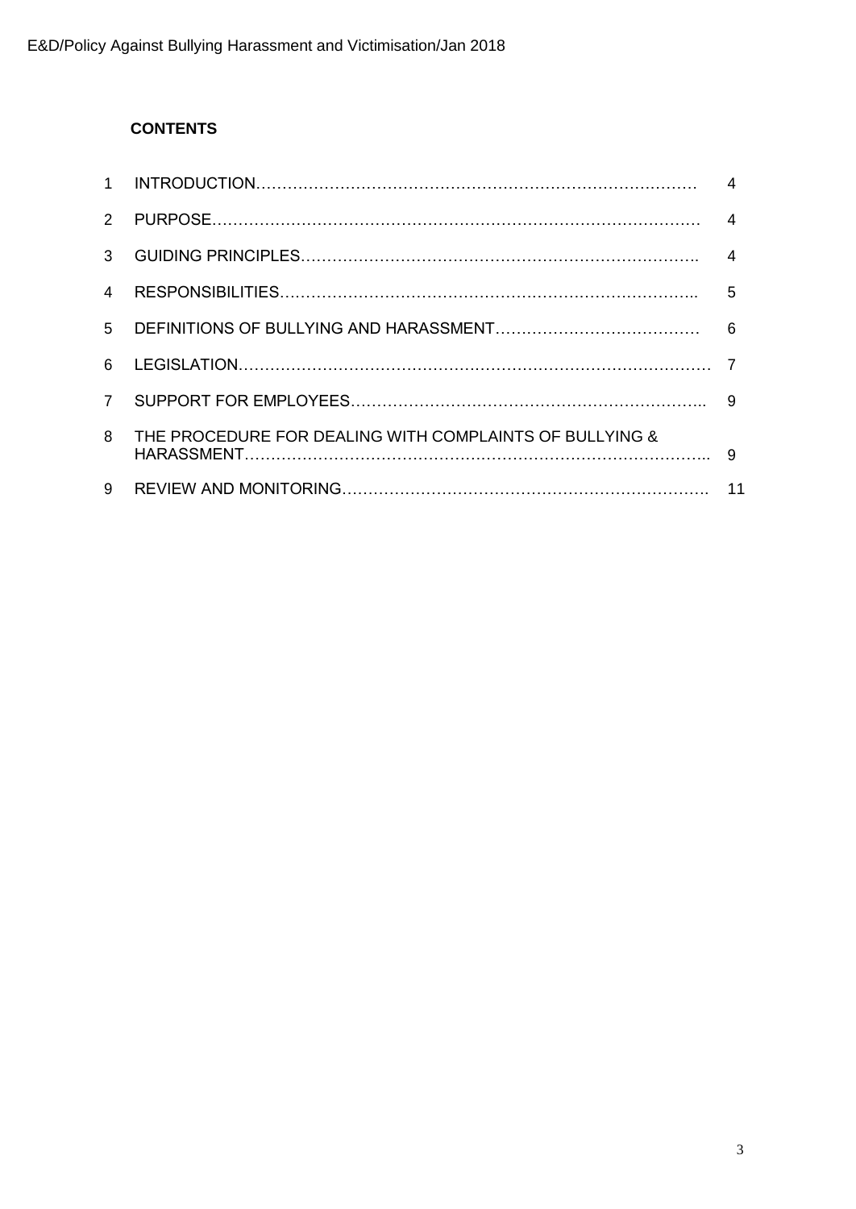## CONTENTS

| | | |
|---|---|---|
| 1 | INTRODUCTION | 4 |
| 2 | PURPOSE | 4 |
| 3 | GUIDING PRINCIPLES | 4 |
| 4 | RESPONSIBILITIES | 5 |
| 5 | DEFINITIONS OF BULLYING AND HARASSMENT | 6 |
| 6 | LEGISLATION | 7 |
| 7 | SUPPORT FOR EMPLOYEES | 9 |
| 8 | THE PROCEDURE FOR DEALING WITH COMPLAINTS OF BULLYING & HARASSMENT | 9 |
| 9 | REVIEW AND MONITORING | 11 |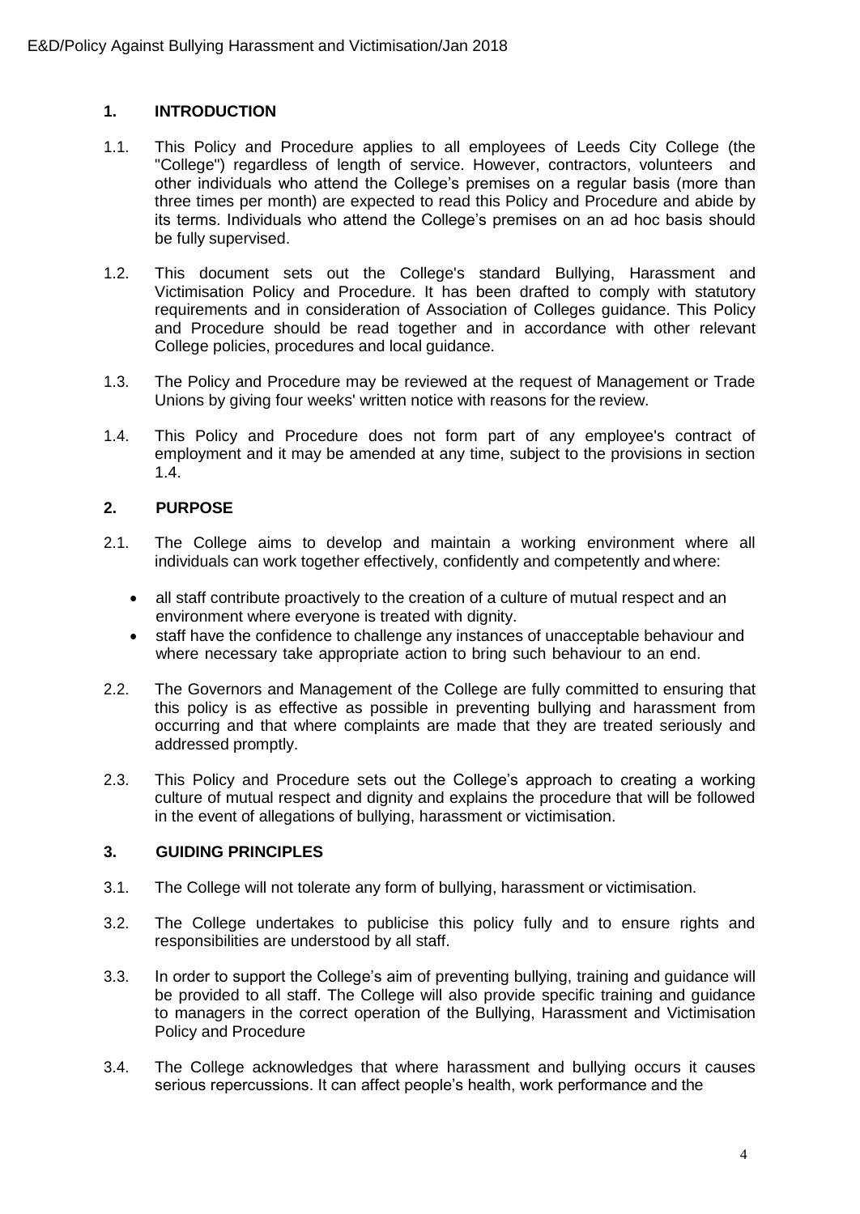## 1. INTRODUCTION

1.1. This Policy and Procedure applies to all employees of Leeds City College (the "College") regardless of length of service. However, contractors, volunteers and other individuals who attend the College's premises on a regular basis (more than three times per month) are expected to read this Policy and Procedure and abide by its terms. Individuals who attend the College's premises on an ad hoc basis should be fully supervised.

1.2. This document sets out the College's standard Bullying, Harassment and Victimisation Policy and Procedure. It has been drafted to comply with statutory requirements and in consideration of Association of Colleges guidance. This Policy and Procedure should be read together and in accordance with other relevant College policies, procedures and local guidance.

1.3. The Policy and Procedure may be reviewed at the request of Management or Trade Unions by giving four weeks' written notice with reasons for the review.

1.4. This Policy and Procedure does not form part of any employee's contract of employment and it may be amended at any time, subject to the provisions in section 1.4.

## 2. PURPOSE

2.1. The College aims to develop and maintain a working environment where all individuals can work together effectively, confidently and competently and where:

- all staff contribute proactively to the creation of a culture of mutual respect and an environment where everyone is treated with dignity.
- staff have the confidence to challenge any instances of unacceptable behaviour and where necessary take appropriate action to bring such behaviour to an end.

2.2. The Governors and Management of the College are fully committed to ensuring that this policy is as effective as possible in preventing bullying and harassment from occurring and that where complaints are made that they are treated seriously and addressed promptly.

2.3. This Policy and Procedure sets out the College's approach to creating a working culture of mutual respect and dignity and explains the procedure that will be followed in the event of allegations of bullying, harassment or victimisation.

## 3. GUIDING PRINCIPLES

3.1. The College will not tolerate any form of bullying, harassment or victimisation.

3.2. The College undertakes to publicise this policy fully and to ensure rights and responsibilities are understood by all staff.

3.3. In order to support the College's aim of preventing bullying, training and guidance will be provided to all staff. The College will also provide specific training and guidance to managers in the correct operation of the Bullying, Harassment and Victimisation Policy and Procedure

3.4. The College acknowledges that where harassment and bullying occurs it causes serious repercussions. It can affect people's health, work performance and the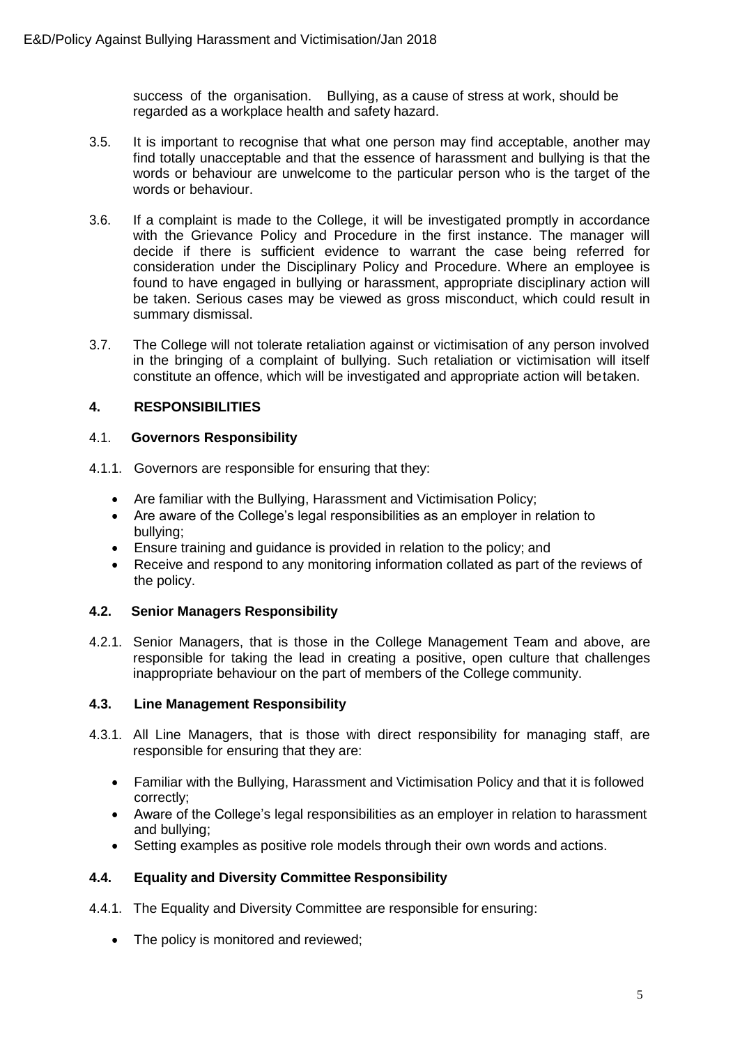success of the organisation. Bullying, as a cause of stress at work, should be regarded as a workplace health and safety hazard.

3.5. It is important to recognise that what one person may find acceptable, another may find totally unacceptable and that the essence of harassment and bullying is that the words or behaviour are unwelcome to the particular person who is the target of the words or behaviour.

3.6. If a complaint is made to the College, it will be investigated promptly in accordance with the Grievance Policy and Procedure in the first instance. The manager will decide if there is sufficient evidence to warrant the case being referred for consideration under the Disciplinary Policy and Procedure. Where an employee is found to have engaged in bullying or harassment, appropriate disciplinary action will be taken. Serious cases may be viewed as gross misconduct, which could result in summary dismissal.

3.7. The College will not tolerate retaliation against or victimisation of any person involved in the bringing of a complaint of bullying. Such retaliation or victimisation will itself constitute an offence, which will be investigated and appropriate action will be taken.

## 4. RESPONSIBILITIES

### 4.1. Governors Responsibility

4.1.1. Governors are responsible for ensuring that they:

- Are familiar with the Bullying, Harassment and Victimisation Policy;
- Are aware of the College's legal responsibilities as an employer in relation to bullying;
- Ensure training and guidance is provided in relation to the policy; and
- Receive and respond to any monitoring information collated as part of the reviews of the policy.

### 4.2. Senior Managers Responsibility

4.2.1. Senior Managers, that is those in the College Management Team and above, are responsible for taking the lead in creating a positive, open culture that challenges inappropriate behaviour on the part of members of the College community.

### 4.3. Line Management Responsibility

4.3.1. All Line Managers, that is those with direct responsibility for managing staff, are responsible for ensuring that they are:

- Familiar with the Bullying, Harassment and Victimisation Policy and that it is followed correctly;
- Aware of the College's legal responsibilities as an employer in relation to harassment and bullying;
- Setting examples as positive role models through their own words and actions.

### 4.4. Equality and Diversity Committee Responsibility

4.4.1. The Equality and Diversity Committee are responsible for ensuring:

- The policy is monitored and reviewed;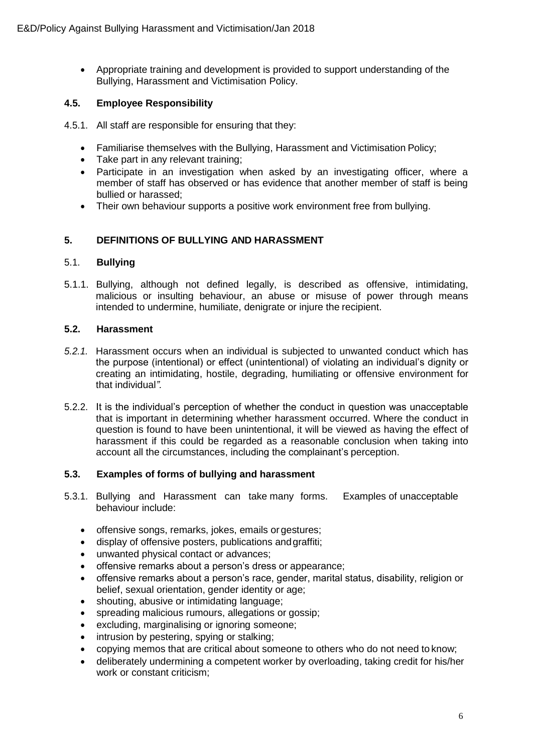- Appropriate training and development is provided to support understanding of the Bullying, Harassment and Victimisation Policy.

### 4.5. Employee Responsibility

4.5.1. All staff are responsible for ensuring that they:

- Familiarise themselves with the Bullying, Harassment and Victimisation Policy;
- Take part in any relevant training;
- Participate in an investigation when asked by an investigating officer, where a member of staff has observed or has evidence that another member of staff is being bullied or harassed;
- Their own behaviour supports a positive work environment free from bullying.

## 5. DEFINITIONS OF BULLYING AND HARASSMENT

### 5.1. Bullying

5.1.1. Bullying, although not defined legally, is described as offensive, intimidating, malicious or insulting behaviour, an abuse or misuse of power through means intended to undermine, humiliate, denigrate or injure the recipient.

### 5.2. Harassment

*5.2.1.* Harassment occurs when an individual is subjected to unwanted conduct which has the purpose (intentional) or effect (unintentional) of violating an individual's dignity or creating an intimidating, hostile, degrading, humiliating or offensive environment for that individual*".*

5.2.2. It is the individual's perception of whether the conduct in question was unacceptable that is important in determining whether harassment occurred. Where the conduct in question is found to have been unintentional, it will be viewed as having the effect of harassment if this could be regarded as a reasonable conclusion when taking into account all the circumstances, including the complainant's perception.

### 5.3. Examples of forms of bullying and harassment

5.3.1. Bullying and Harassment can take many forms. Examples of unacceptable behaviour include:

- offensive songs, remarks, jokes, emails or gestures;
- display of offensive posters, publications and graffiti;
- unwanted physical contact or advances;
- offensive remarks about a person's dress or appearance;
- offensive remarks about a person's race, gender, marital status, disability, religion or belief, sexual orientation, gender identity or age;
- shouting, abusive or intimidating language;
- spreading malicious rumours, allegations or gossip;
- excluding, marginalising or ignoring someone;
- intrusion by pestering, spying or stalking;
- copying memos that are critical about someone to others who do not need to know;
- deliberately undermining a competent worker by overloading, taking credit for his/her work or constant criticism;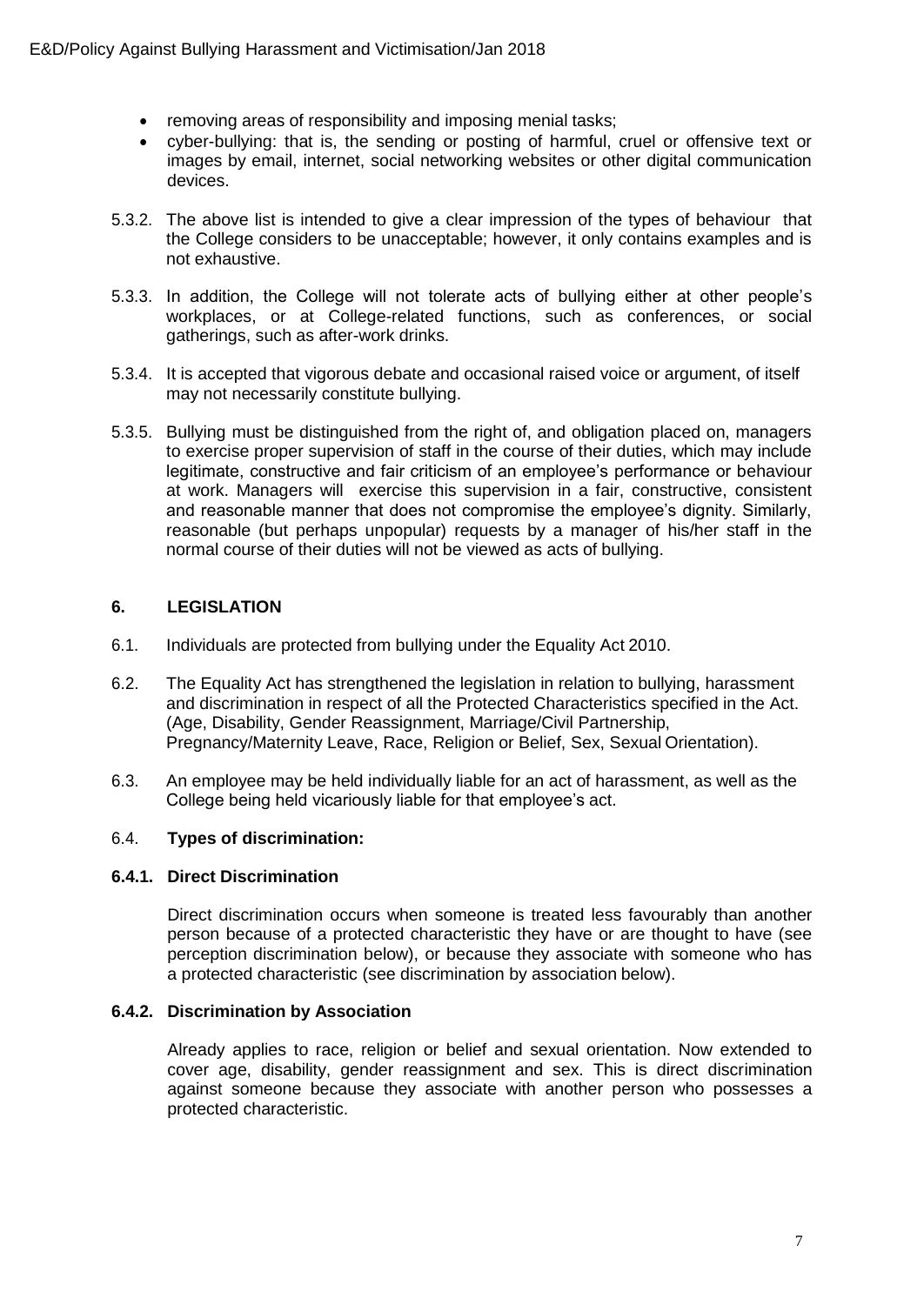- removing areas of responsibility and imposing menial tasks;
- cyber-bullying: that is, the sending or posting of harmful, cruel or offensive text or images by email, internet, social networking websites or other digital communication devices.

5.3.2. The above list is intended to give a clear impression of the types of behaviour that the College considers to be unacceptable; however, it only contains examples and is not exhaustive.

5.3.3. In addition, the College will not tolerate acts of bullying either at other people's workplaces, or at College-related functions, such as conferences, or social gatherings, such as after-work drinks.

5.3.4. It is accepted that vigorous debate and occasional raised voice or argument, of itself may not necessarily constitute bullying.

5.3.5. Bullying must be distinguished from the right of, and obligation placed on, managers to exercise proper supervision of staff in the course of their duties, which may include legitimate, constructive and fair criticism of an employee's performance or behaviour at work. Managers will exercise this supervision in a fair, constructive, consistent and reasonable manner that does not compromise the employee's dignity. Similarly, reasonable (but perhaps unpopular) requests by a manager of his/her staff in the normal course of their duties will not be viewed as acts of bullying.

## 6. LEGISLATION

6.1. Individuals are protected from bullying under the Equality Act 2010.

6.2. The Equality Act has strengthened the legislation in relation to bullying, harassment and discrimination in respect of all the Protected Characteristics specified in the Act. (Age, Disability, Gender Reassignment, Marriage/Civil Partnership, Pregnancy/Maternity Leave, Race, Religion or Belief, Sex, Sexual Orientation).

6.3. An employee may be held individually liable for an act of harassment, as well as the College being held vicariously liable for that employee's act.

### 6.4. Types of discrimination:

#### 6.4.1. Direct Discrimination

Direct discrimination occurs when someone is treated less favourably than another person because of a protected characteristic they have or are thought to have (see perception discrimination below), or because they associate with someone who has a protected characteristic (see discrimination by association below).

#### 6.4.2. Discrimination by Association

Already applies to race, religion or belief and sexual orientation. Now extended to cover age, disability, gender reassignment and sex. This is direct discrimination against someone because they associate with another person who possesses a protected characteristic.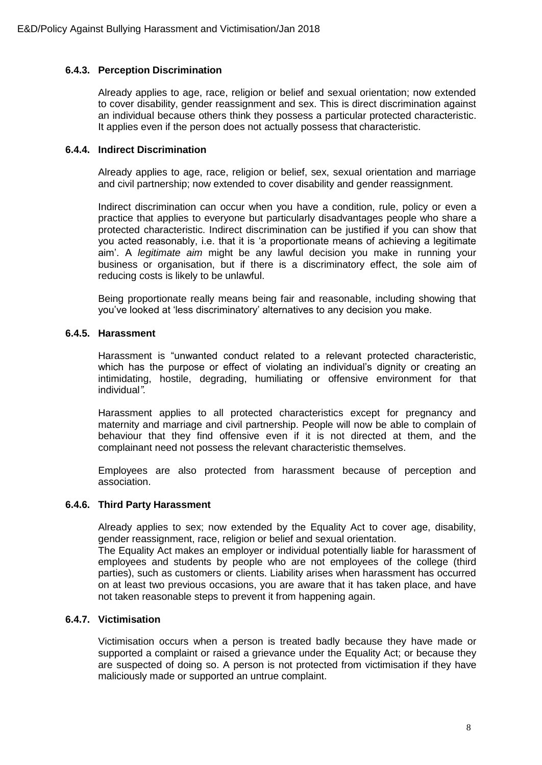#### 6.4.3. Perception Discrimination

Already applies to age, race, religion or belief and sexual orientation; now extended to cover disability, gender reassignment and sex. This is direct discrimination against an individual because others think they possess a particular protected characteristic. It applies even if the person does not actually possess that characteristic.

#### 6.4.4. Indirect Discrimination

Already applies to age, race, religion or belief, sex, sexual orientation and marriage and civil partnership; now extended to cover disability and gender reassignment.

Indirect discrimination can occur when you have a condition, rule, policy or even a practice that applies to everyone but particularly disadvantages people who share a protected characteristic. Indirect discrimination can be justified if you can show that you acted reasonably, i.e. that it is 'a proportionate means of achieving a legitimate aim'. A *legitimate aim* might be any lawful decision you make in running your business or organisation, but if there is a discriminatory effect, the sole aim of reducing costs is likely to be unlawful.

Being proportionate really means being fair and reasonable, including showing that you've looked at 'less discriminatory' alternatives to any decision you make.

#### 6.4.5. Harassment

Harassment is "unwanted conduct related to a relevant protected characteristic, which has the purpose or effect of violating an individual's dignity or creating an intimidating, hostile, degrading, humiliating or offensive environment for that individual*".*

Harassment applies to all protected characteristics except for pregnancy and maternity and marriage and civil partnership. People will now be able to complain of behaviour that they find offensive even if it is not directed at them, and the complainant need not possess the relevant characteristic themselves.

Employees are also protected from harassment because of perception and association.

#### 6.4.6. Third Party Harassment

Already applies to sex; now extended by the Equality Act to cover age, disability, gender reassignment, race, religion or belief and sexual orientation.
The Equality Act makes an employer or individual potentially liable for harassment of employees and students by people who are not employees of the college (third parties), such as customers or clients. Liability arises when harassment has occurred on at least two previous occasions, you are aware that it has taken place, and have not taken reasonable steps to prevent it from happening again.

#### 6.4.7. Victimisation

Victimisation occurs when a person is treated badly because they have made or supported a complaint or raised a grievance under the Equality Act; or because they are suspected of doing so. A person is not protected from victimisation if they have maliciously made or supported an untrue complaint.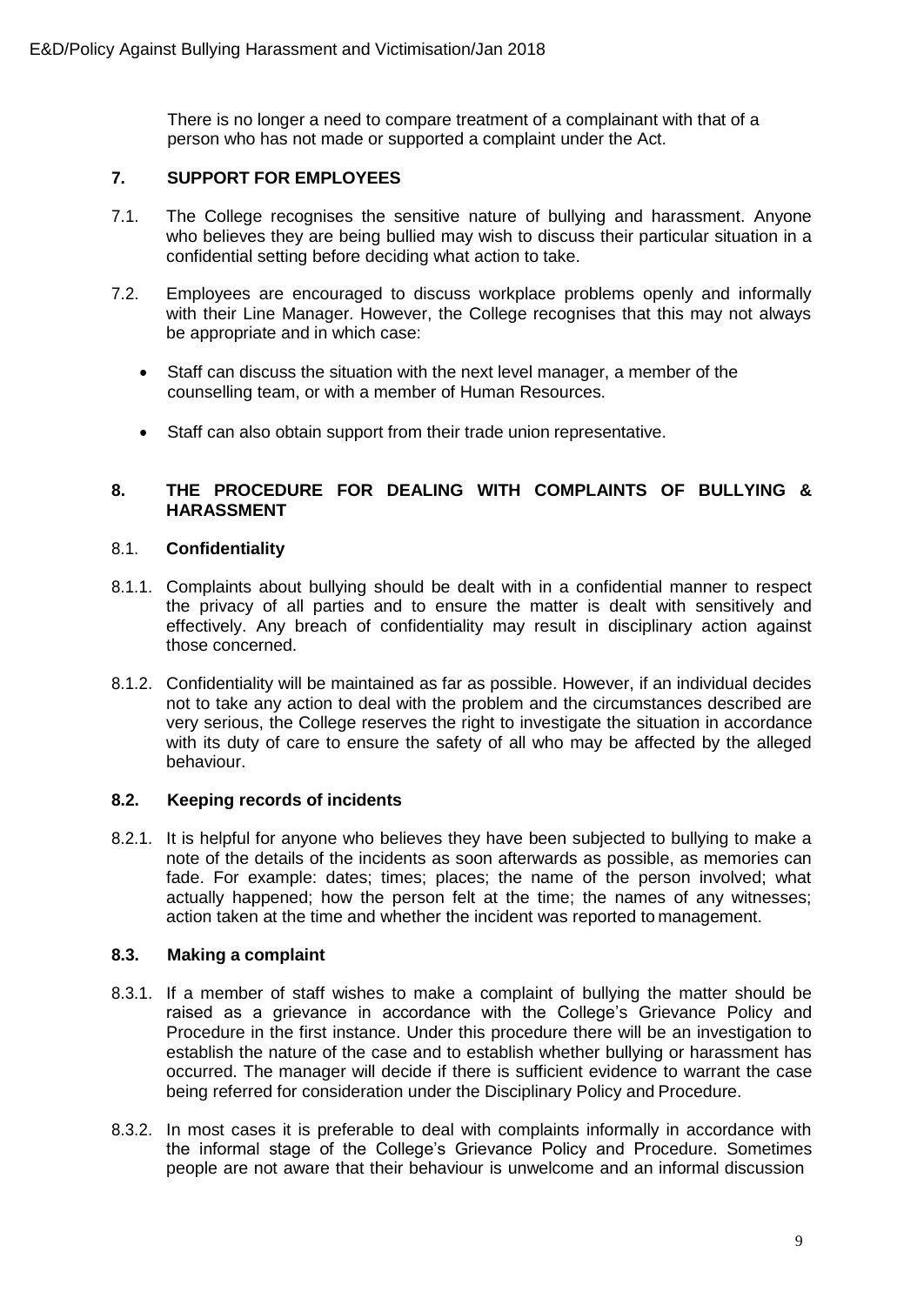There is no longer a need to compare treatment of a complainant with that of a person who has not made or supported a complaint under the Act.

## 7. SUPPORT FOR EMPLOYEES

7.1. The College recognises the sensitive nature of bullying and harassment. Anyone who believes they are being bullied may wish to discuss their particular situation in a confidential setting before deciding what action to take.

7.2. Employees are encouraged to discuss workplace problems openly and informally with their Line Manager. However, the College recognises that this may not always be appropriate and in which case:

- Staff can discuss the situation with the next level manager, a member of the counselling team, or with a member of Human Resources.
- Staff can also obtain support from their trade union representative.

## 8. THE PROCEDURE FOR DEALING WITH COMPLAINTS OF BULLYING & HARASSMENT

### 8.1. Confidentiality

8.1.1. Complaints about bullying should be dealt with in a confidential manner to respect the privacy of all parties and to ensure the matter is dealt with sensitively and effectively. Any breach of confidentiality may result in disciplinary action against those concerned.

8.1.2. Confidentiality will be maintained as far as possible. However, if an individual decides not to take any action to deal with the problem and the circumstances described are very serious, the College reserves the right to investigate the situation in accordance with its duty of care to ensure the safety of all who may be affected by the alleged behaviour.

### 8.2. Keeping records of incidents

8.2.1. It is helpful for anyone who believes they have been subjected to bullying to make a note of the details of the incidents as soon afterwards as possible, as memories can fade. For example: dates; times; places; the name of the person involved; what actually happened; how the person felt at the time; the names of any witnesses; action taken at the time and whether the incident was reported to management.

### 8.3. Making a complaint

8.3.1. If a member of staff wishes to make a complaint of bullying the matter should be raised as a grievance in accordance with the College's Grievance Policy and Procedure in the first instance. Under this procedure there will be an investigation to establish the nature of the case and to establish whether bullying or harassment has occurred. The manager will decide if there is sufficient evidence to warrant the case being referred for consideration under the Disciplinary Policy and Procedure.

8.3.2. In most cases it is preferable to deal with complaints informally in accordance with the informal stage of the College's Grievance Policy and Procedure. Sometimes people are not aware that their behaviour is unwelcome and an informal discussion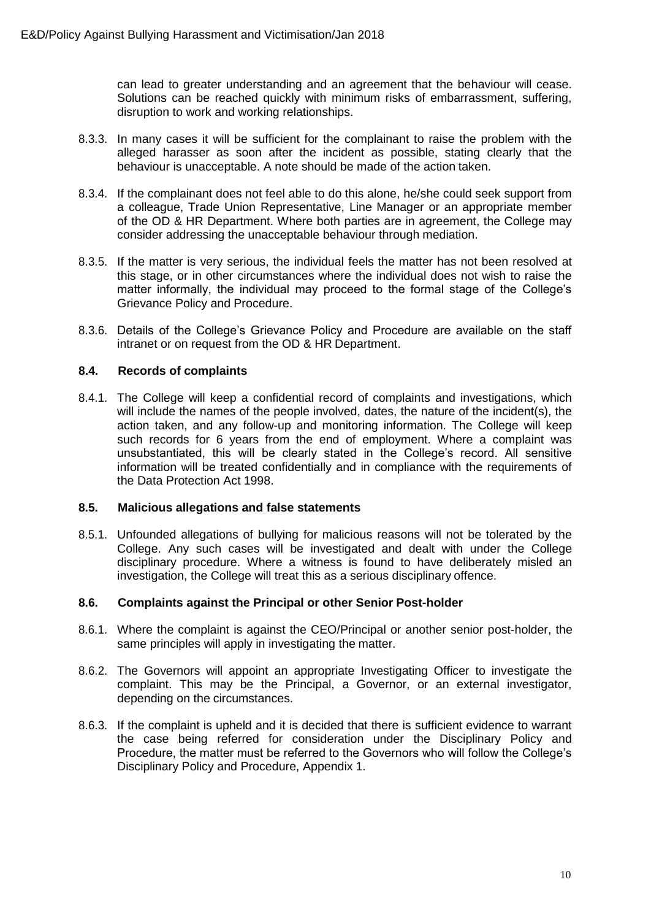can lead to greater understanding and an agreement that the behaviour will cease. Solutions can be reached quickly with minimum risks of embarrassment, suffering, disruption to work and working relationships.

8.3.3. In many cases it will be sufficient for the complainant to raise the problem with the alleged harasser as soon after the incident as possible, stating clearly that the behaviour is unacceptable. A note should be made of the action taken.

8.3.4. If the complainant does not feel able to do this alone, he/she could seek support from a colleague, Trade Union Representative, Line Manager or an appropriate member of the OD & HR Department. Where both parties are in agreement, the College may consider addressing the unacceptable behaviour through mediation.

8.3.5. If the matter is very serious, the individual feels the matter has not been resolved at this stage, or in other circumstances where the individual does not wish to raise the matter informally, the individual may proceed to the formal stage of the College's Grievance Policy and Procedure.

8.3.6. Details of the College's Grievance Policy and Procedure are available on the staff intranet or on request from the OD & HR Department.

### 8.4. Records of complaints

8.4.1. The College will keep a confidential record of complaints and investigations, which will include the names of the people involved, dates, the nature of the incident(s), the action taken, and any follow-up and monitoring information. The College will keep such records for 6 years from the end of employment. Where a complaint was unsubstantiated, this will be clearly stated in the College's record. All sensitive information will be treated confidentially and in compliance with the requirements of the Data Protection Act 1998.

### 8.5. Malicious allegations and false statements

8.5.1. Unfounded allegations of bullying for malicious reasons will not be tolerated by the College. Any such cases will be investigated and dealt with under the College disciplinary procedure. Where a witness is found to have deliberately misled an investigation, the College will treat this as a serious disciplinary offence.

### 8.6. Complaints against the Principal or other Senior Post-holder

8.6.1. Where the complaint is against the CEO/Principal or another senior post-holder, the same principles will apply in investigating the matter.

8.6.2. The Governors will appoint an appropriate Investigating Officer to investigate the complaint. This may be the Principal, a Governor, or an external investigator, depending on the circumstances.

8.6.3. If the complaint is upheld and it is decided that there is sufficient evidence to warrant the case being referred for consideration under the Disciplinary Policy and Procedure, the matter must be referred to the Governors who will follow the College's Disciplinary Policy and Procedure, Appendix 1.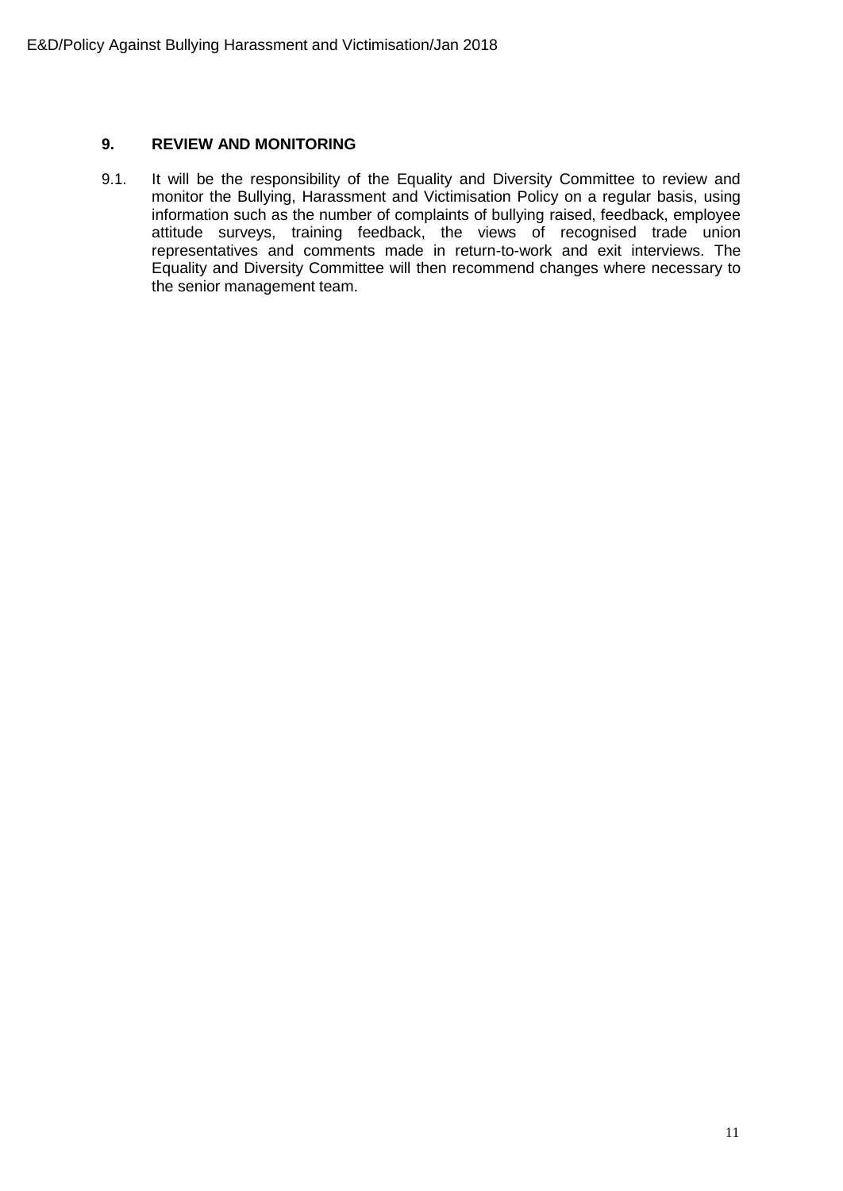## 9. REVIEW AND MONITORING

9.1. It will be the responsibility of the Equality and Diversity Committee to review and monitor the Bullying, Harassment and Victimisation Policy on a regular basis, using information such as the number of complaints of bullying raised, feedback, employee attitude surveys, training feedback, the views of recognised trade union representatives and comments made in return-to-work and exit interviews. The Equality and Diversity Committee will then recommend changes where necessary to the senior management team.